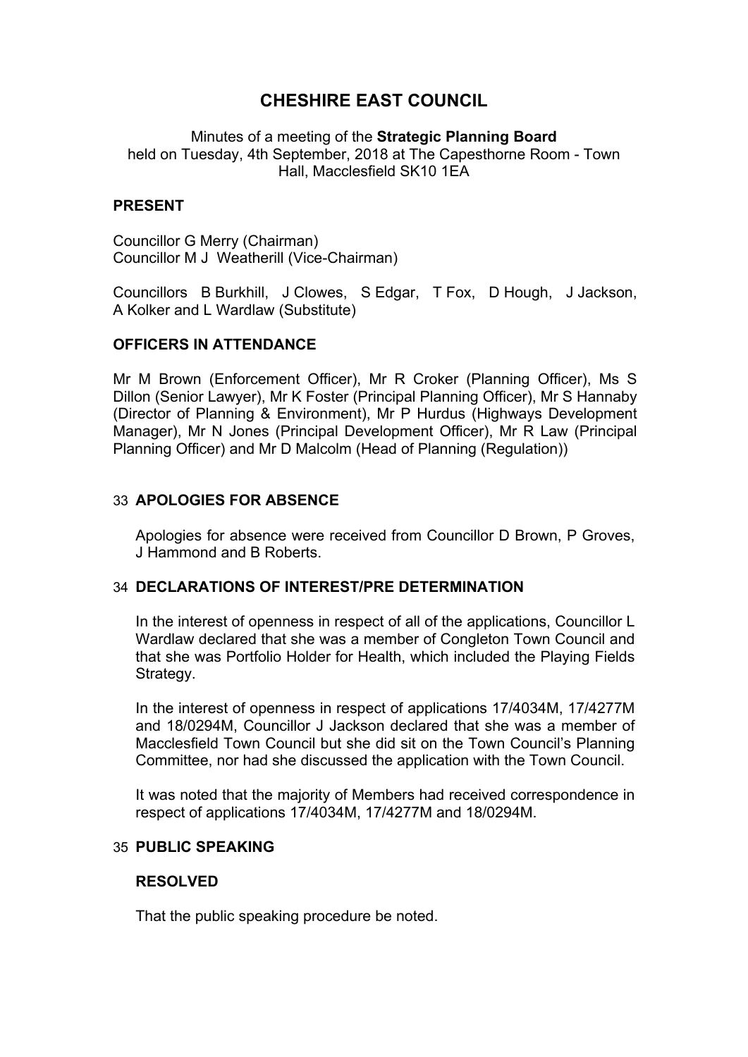# CHESHIRE EAST COUNCIL

Minutes of a meeting of the **Strategic Planning Board**
held on Tuesday, 4th September, 2018 at The Capesthorne Room - Town Hall, Macclesfield SK10 1EA

## PRESENT

Councillor G Merry (Chairman)
Councillor M J Weatherill (Vice-Chairman)

Councillors B Burkhill, J Clowes, S Edgar, T Fox, D Hough, J Jackson, A Kolker and L Wardlaw (Substitute)

## OFFICERS IN ATTENDANCE

Mr M Brown (Enforcement Officer), Mr R Croker (Planning Officer), Ms S Dillon (Senior Lawyer), Mr K Foster (Principal Planning Officer), Mr S Hannaby (Director of Planning & Environment), Mr P Hurdus (Highways Development Manager), Mr N Jones (Principal Development Officer), Mr R Law (Principal Planning Officer) and Mr D Malcolm (Head of Planning (Regulation))

## 33 APOLOGIES FOR ABSENCE

Apologies for absence were received from Councillor D Brown, P Groves, J Hammond and B Roberts.

## 34 DECLARATIONS OF INTEREST/PRE DETERMINATION

In the interest of openness in respect of all of the applications, Councillor L Wardlaw declared that she was a member of Congleton Town Council and that she was Portfolio Holder for Health, which included the Playing Fields Strategy.

In the interest of openness in respect of applications 17/4034M, 17/4277M and 18/0294M, Councillor J Jackson declared that she was a member of Macclesfield Town Council but she did sit on the Town Council's Planning Committee, nor had she discussed the application with the Town Council.

It was noted that the majority of Members had received correspondence in respect of applications 17/4034M, 17/4277M and 18/0294M.

## 35 PUBLIC SPEAKING

**RESOLVED**

That the public speaking procedure be noted.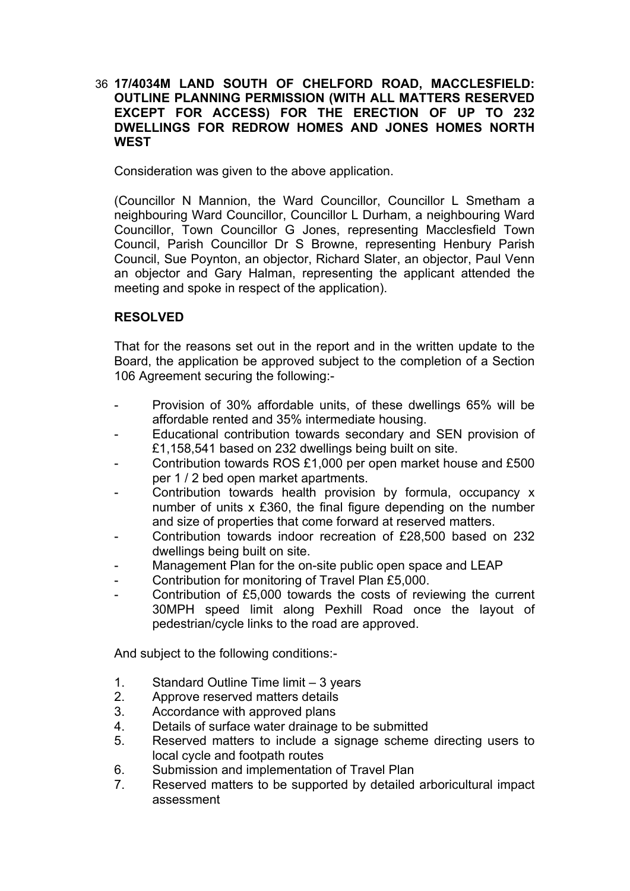36 **17/4034M LAND SOUTH OF CHELFORD ROAD, MACCLESFIELD: OUTLINE PLANNING PERMISSION (WITH ALL MATTERS RESERVED EXCEPT FOR ACCESS) FOR THE ERECTION OF UP TO 232 DWELLINGS FOR REDROW HOMES AND JONES HOMES NORTH WEST**

Consideration was given to the above application.

(Councillor N Mannion, the Ward Councillor, Councillor L Smetham a neighbouring Ward Councillor, Councillor L Durham, a neighbouring Ward Councillor, Town Councillor G Jones, representing Macclesfield Town Council, Parish Councillor Dr S Browne, representing Henbury Parish Council, Sue Poynton, an objector, Richard Slater, an objector, Paul Venn an objector and Gary Halman, representing the applicant attended the meeting and spoke in respect of the application).

**RESOLVED**

That for the reasons set out in the report and in the written update to the Board, the application be approved subject to the completion of a Section 106 Agreement securing the following:-

- Provision of 30% affordable units, of these dwellings 65% will be affordable rented and 35% intermediate housing.
- Educational contribution towards secondary and SEN provision of £1,158,541 based on 232 dwellings being built on site.
- Contribution towards ROS £1,000 per open market house and £500 per 1 / 2 bed open market apartments.
- Contribution towards health provision by formula, occupancy x number of units x £360, the final figure depending on the number and size of properties that come forward at reserved matters.
- Contribution towards indoor recreation of £28,500 based on 232 dwellings being built on site.
- Management Plan for the on-site public open space and LEAP
- Contribution for monitoring of Travel Plan £5,000.
- Contribution of £5,000 towards the costs of reviewing the current 30MPH speed limit along Pexhill Road once the layout of pedestrian/cycle links to the road are approved.

And subject to the following conditions:-

1. Standard Outline Time limit – 3 years
2. Approve reserved matters details
3. Accordance with approved plans
4. Details of surface water drainage to be submitted
5. Reserved matters to include a signage scheme directing users to local cycle and footpath routes
6. Submission and implementation of Travel Plan
7. Reserved matters to be supported by detailed arboricultural impact assessment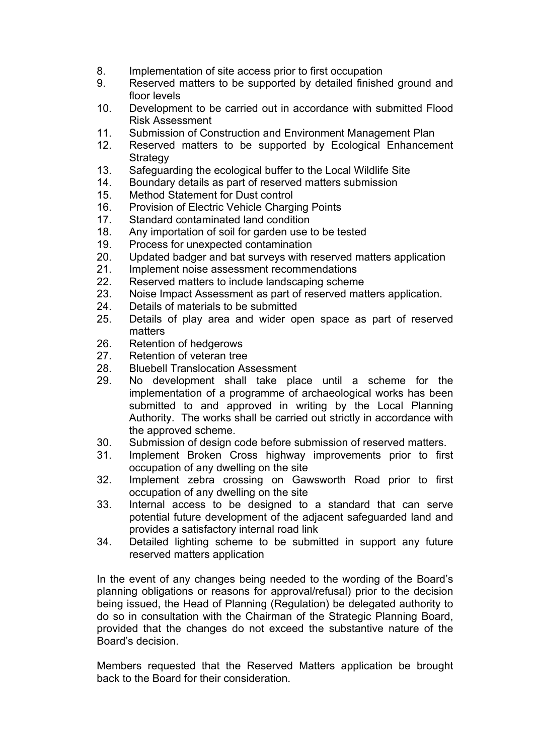8. Implementation of site access prior to first occupation
9. Reserved matters to be supported by detailed finished ground and floor levels
10. Development to be carried out in accordance with submitted Flood Risk Assessment
11. Submission of Construction and Environment Management Plan
12. Reserved matters to be supported by Ecological Enhancement Strategy
13. Safeguarding the ecological buffer to the Local Wildlife Site
14. Boundary details as part of reserved matters submission
15. Method Statement for Dust control
16. Provision of Electric Vehicle Charging Points
17. Standard contaminated land condition
18. Any importation of soil for garden use to be tested
19. Process for unexpected contamination
20. Updated badger and bat surveys with reserved matters application
21. Implement noise assessment recommendations
22. Reserved matters to include landscaping scheme
23. Noise Impact Assessment as part of reserved matters application.
24. Details of materials to be submitted
25. Details of play area and wider open space as part of reserved matters
26. Retention of hedgerows
27. Retention of veteran tree
28. Bluebell Translocation Assessment
29. No development shall take place until a scheme for the implementation of a programme of archaeological works has been submitted to and approved in writing by the Local Planning Authority. The works shall be carried out strictly in accordance with the approved scheme.
30. Submission of design code before submission of reserved matters.
31. Implement Broken Cross highway improvements prior to first occupation of any dwelling on the site
32. Implement zebra crossing on Gawsworth Road prior to first occupation of any dwelling on the site
33. Internal access to be designed to a standard that can serve potential future development of the adjacent safeguarded land and provides a satisfactory internal road link
34. Detailed lighting scheme to be submitted in support any future reserved matters application

In the event of any changes being needed to the wording of the Board's planning obligations or reasons for approval/refusal) prior to the decision being issued, the Head of Planning (Regulation) be delegated authority to do so in consultation with the Chairman of the Strategic Planning Board, provided that the changes do not exceed the substantive nature of the Board's decision.

Members requested that the Reserved Matters application be brought back to the Board for their consideration.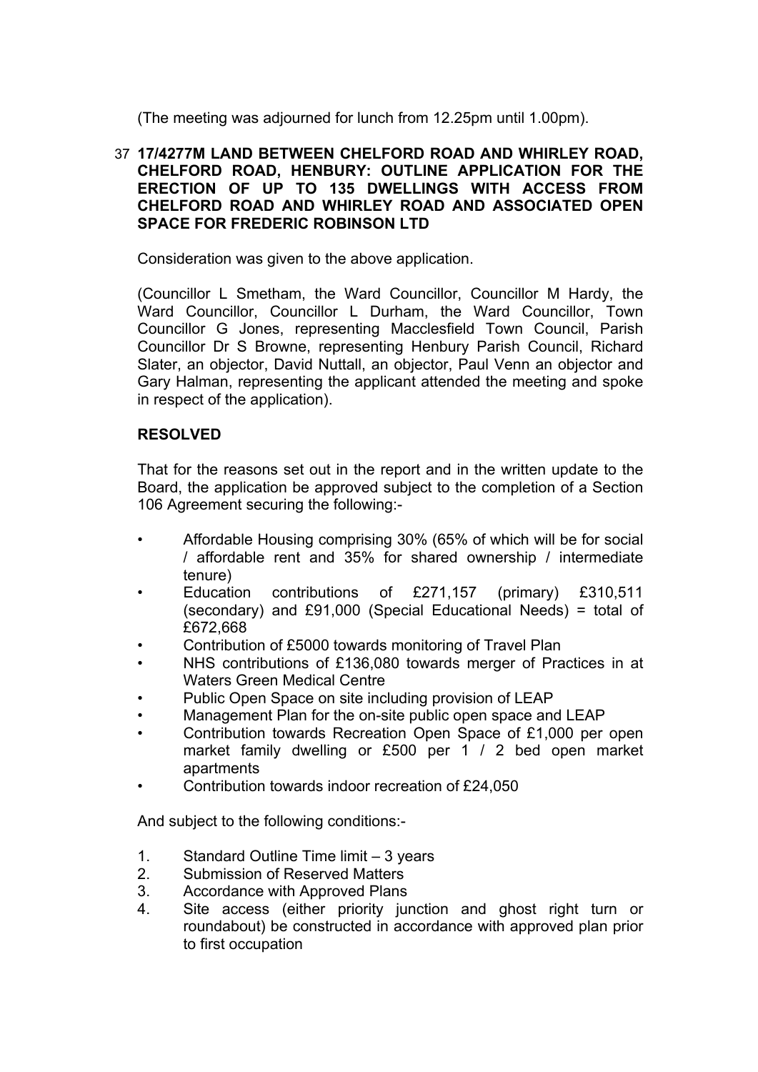(The meeting was adjourned for lunch from 12.25pm until 1.00pm).

37 **17/4277M LAND BETWEEN CHELFORD ROAD AND WHIRLEY ROAD, CHELFORD ROAD, HENBURY: OUTLINE APPLICATION FOR THE ERECTION OF UP TO 135 DWELLINGS WITH ACCESS FROM CHELFORD ROAD AND WHIRLEY ROAD AND ASSOCIATED OPEN SPACE FOR FREDERIC ROBINSON LTD**

Consideration was given to the above application.

(Councillor L Smetham, the Ward Councillor, Councillor M Hardy, the Ward Councillor, Councillor L Durham, the Ward Councillor, Town Councillor G Jones, representing Macclesfield Town Council, Parish Councillor Dr S Browne, representing Henbury Parish Council, Richard Slater, an objector, David Nuttall, an objector, Paul Venn an objector and Gary Halman, representing the applicant attended the meeting and spoke in respect of the application).

**RESOLVED**

That for the reasons set out in the report and in the written update to the Board, the application be approved subject to the completion of a Section 106 Agreement securing the following:-

- Affordable Housing comprising 30% (65% of which will be for social / affordable rent and 35% for shared ownership / intermediate tenure)
- Education contributions of £271,157 (primary) £310,511 (secondary) and £91,000 (Special Educational Needs) = total of £672,668
- Contribution of £5000 towards monitoring of Travel Plan
- NHS contributions of £136,080 towards merger of Practices in at Waters Green Medical Centre
- Public Open Space on site including provision of LEAP
- Management Plan for the on-site public open space and LEAP
- Contribution towards Recreation Open Space of £1,000 per open market family dwelling or £500 per 1 / 2 bed open market apartments
- Contribution towards indoor recreation of £24,050

And subject to the following conditions:-

1. Standard Outline Time limit – 3 years
2. Submission of Reserved Matters
3. Accordance with Approved Plans
4. Site access (either priority junction and ghost right turn or roundabout) be constructed in accordance with approved plan prior to first occupation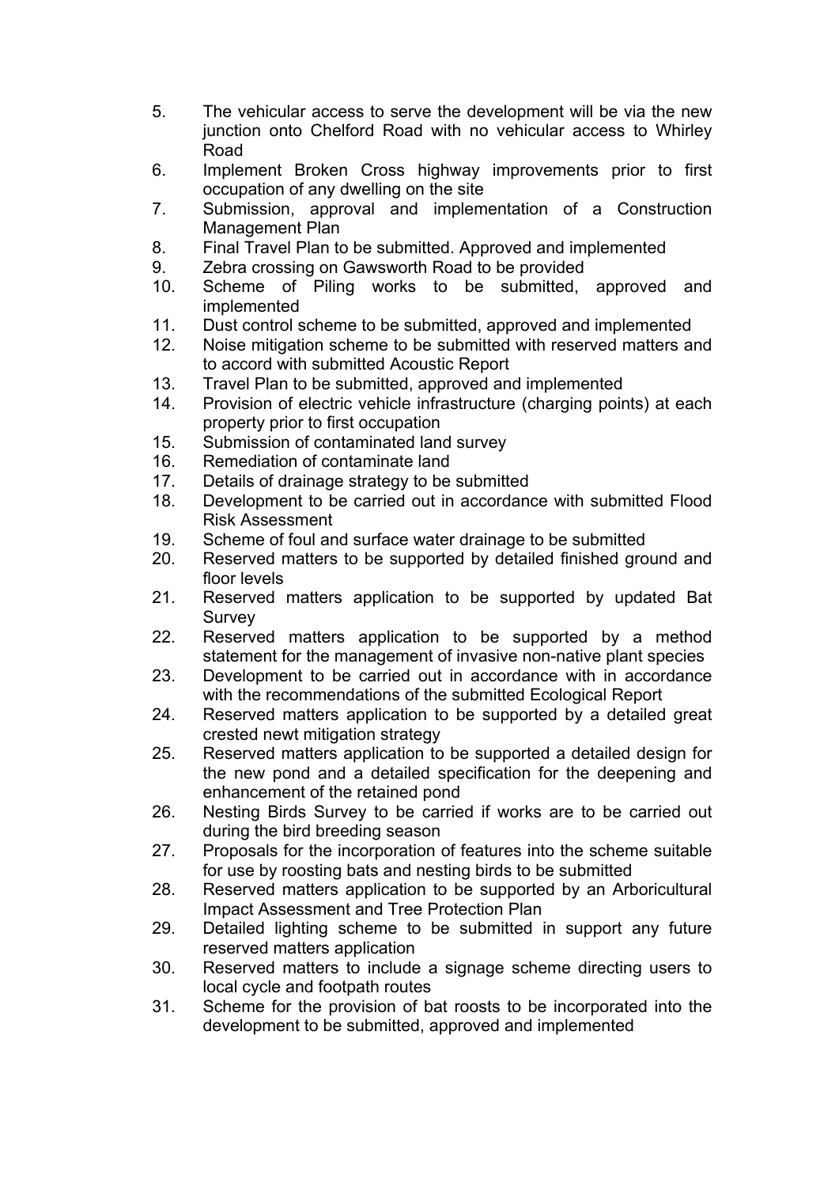5. The vehicular access to serve the development will be via the new junction onto Chelford Road with no vehicular access to Whirley Road
6. Implement Broken Cross highway improvements prior to first occupation of any dwelling on the site
7. Submission, approval and implementation of a Construction Management Plan
8. Final Travel Plan to be submitted. Approved and implemented
9. Zebra crossing on Gawsworth Road to be provided
10. Scheme of Piling works to be submitted, approved and implemented
11. Dust control scheme to be submitted, approved and implemented
12. Noise mitigation scheme to be submitted with reserved matters and to accord with submitted Acoustic Report
13. Travel Plan to be submitted, approved and implemented
14. Provision of electric vehicle infrastructure (charging points) at each property prior to first occupation
15. Submission of contaminated land survey
16. Remediation of contaminate land
17. Details of drainage strategy to be submitted
18. Development to be carried out in accordance with submitted Flood Risk Assessment
19. Scheme of foul and surface water drainage to be submitted
20. Reserved matters to be supported by detailed finished ground and floor levels
21. Reserved matters application to be supported by updated Bat Survey
22. Reserved matters application to be supported by a method statement for the management of invasive non-native plant species
23. Development to be carried out in accordance with in accordance with the recommendations of the submitted Ecological Report
24. Reserved matters application to be supported by a detailed great crested newt mitigation strategy
25. Reserved matters application to be supported a detailed design for the new pond and a detailed specification for the deepening and enhancement of the retained pond
26. Nesting Birds Survey to be carried if works are to be carried out during the bird breeding season
27. Proposals for the incorporation of features into the scheme suitable for use by roosting bats and nesting birds to be submitted
28. Reserved matters application to be supported by an Arboricultural Impact Assessment and Tree Protection Plan
29. Detailed lighting scheme to be submitted in support any future reserved matters application
30. Reserved matters to include a signage scheme directing users to local cycle and footpath routes
31. Scheme for the provision of bat roosts to be incorporated into the development to be submitted, approved and implemented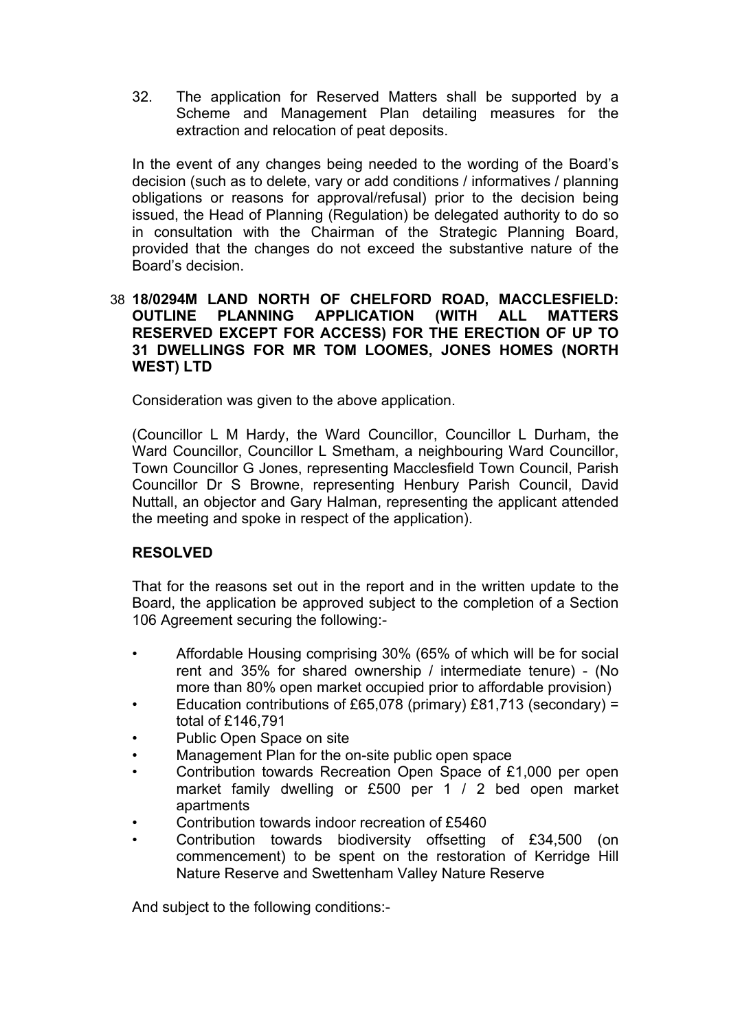32. The application for Reserved Matters shall be supported by a Scheme and Management Plan detailing measures for the extraction and relocation of peat deposits.

In the event of any changes being needed to the wording of the Board's decision (such as to delete, vary or add conditions / informatives / planning obligations or reasons for approval/refusal) prior to the decision being issued, the Head of Planning (Regulation) be delegated authority to do so in consultation with the Chairman of the Strategic Planning Board, provided that the changes do not exceed the substantive nature of the Board's decision.

## 38 18/0294M LAND NORTH OF CHELFORD ROAD, MACCLESFIELD: OUTLINE PLANNING APPLICATION (WITH ALL MATTERS RESERVED EXCEPT FOR ACCESS) FOR THE ERECTION OF UP TO 31 DWELLINGS FOR MR TOM LOOMES, JONES HOMES (NORTH WEST) LTD

Consideration was given to the above application.

(Councillor L M Hardy, the Ward Councillor, Councillor L Durham, the Ward Councillor, Councillor L Smetham, a neighbouring Ward Councillor, Town Councillor G Jones, representing Macclesfield Town Council, Parish Councillor Dr S Browne, representing Henbury Parish Council, David Nuttall, an objector and Gary Halman, representing the applicant attended the meeting and spoke in respect of the application).

**RESOLVED**

That for the reasons set out in the report and in the written update to the Board, the application be approved subject to the completion of a Section 106 Agreement securing the following:-

- Affordable Housing comprising 30% (65% of which will be for social rent and 35% for shared ownership / intermediate tenure) - (No more than 80% open market occupied prior to affordable provision)
- Education contributions of £65,078 (primary) £81,713 (secondary) = total of £146,791
- Public Open Space on site
- Management Plan for the on-site public open space
- Contribution towards Recreation Open Space of £1,000 per open market family dwelling or £500 per 1 / 2 bed open market apartments
- Contribution towards indoor recreation of £5460
- Contribution towards biodiversity offsetting of £34,500 (on commencement) to be spent on the restoration of Kerridge Hill Nature Reserve and Swettenham Valley Nature Reserve

And subject to the following conditions:-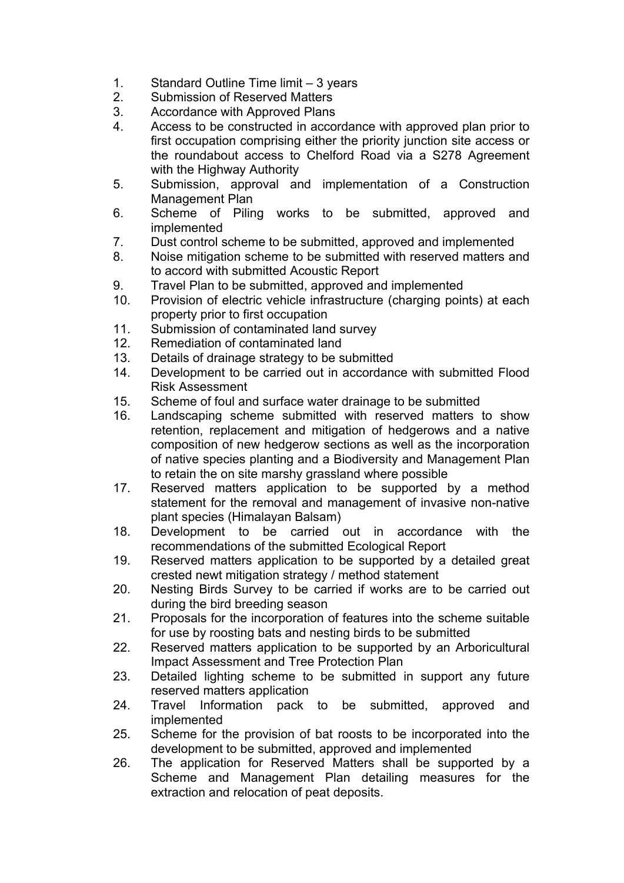1. Standard Outline Time limit – 3 years
2. Submission of Reserved Matters
3. Accordance with Approved Plans
4. Access to be constructed in accordance with approved plan prior to first occupation comprising either the priority junction site access or the roundabout access to Chelford Road via a S278 Agreement with the Highway Authority
5. Submission, approval and implementation of a Construction Management Plan
6. Scheme of Piling works to be submitted, approved and implemented
7. Dust control scheme to be submitted, approved and implemented
8. Noise mitigation scheme to be submitted with reserved matters and to accord with submitted Acoustic Report
9. Travel Plan to be submitted, approved and implemented
10. Provision of electric vehicle infrastructure (charging points) at each property prior to first occupation
11. Submission of contaminated land survey
12. Remediation of contaminated land
13. Details of drainage strategy to be submitted
14. Development to be carried out in accordance with submitted Flood Risk Assessment
15. Scheme of foul and surface water drainage to be submitted
16. Landscaping scheme submitted with reserved matters to show retention, replacement and mitigation of hedgerows and a native composition of new hedgerow sections as well as the incorporation of native species planting and a Biodiversity and Management Plan to retain the on site marshy grassland where possible
17. Reserved matters application to be supported by a method statement for the removal and management of invasive non-native plant species (Himalayan Balsam)
18. Development to be carried out in accordance with the recommendations of the submitted Ecological Report
19. Reserved matters application to be supported by a detailed great crested newt mitigation strategy / method statement
20. Nesting Birds Survey to be carried if works are to be carried out during the bird breeding season
21. Proposals for the incorporation of features into the scheme suitable for use by roosting bats and nesting birds to be submitted
22. Reserved matters application to be supported by an Arboricultural Impact Assessment and Tree Protection Plan
23. Detailed lighting scheme to be submitted in support any future reserved matters application
24. Travel Information pack to be submitted, approved and implemented
25. Scheme for the provision of bat roosts to be incorporated into the development to be submitted, approved and implemented
26. The application for Reserved Matters shall be supported by a Scheme and Management Plan detailing measures for the extraction and relocation of peat deposits.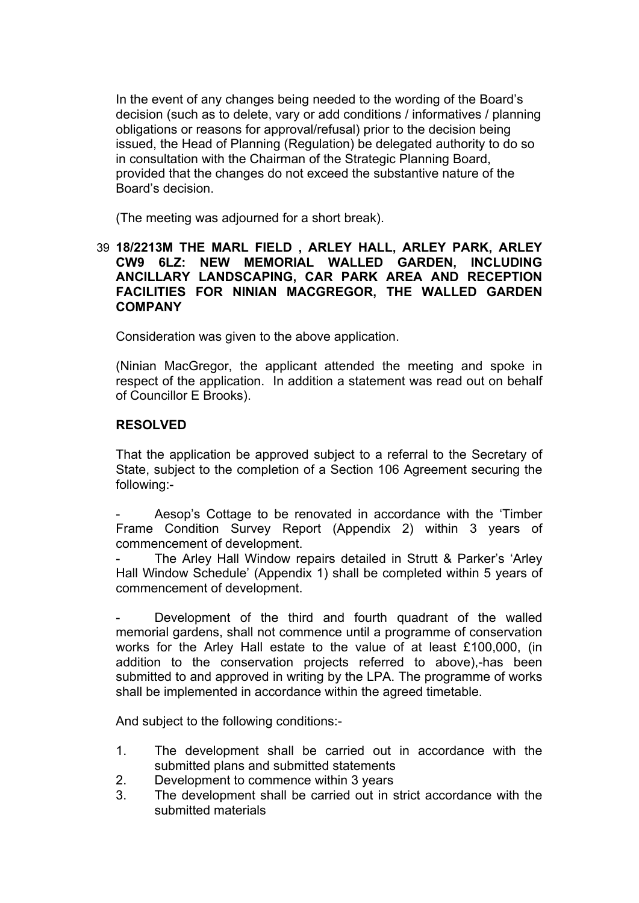In the event of any changes being needed to the wording of the Board's decision (such as to delete, vary or add conditions / informatives / planning obligations or reasons for approval/refusal) prior to the decision being issued, the Head of Planning (Regulation) be delegated authority to do so in consultation with the Chairman of the Strategic Planning Board, provided that the changes do not exceed the substantive nature of the Board's decision.

(The meeting was adjourned for a short break).

39 **18/2213M THE MARL FIELD , ARLEY HALL, ARLEY PARK, ARLEY CW9 6LZ: NEW MEMORIAL WALLED GARDEN, INCLUDING ANCILLARY LANDSCAPING, CAR PARK AREA AND RECEPTION FACILITIES FOR NINIAN MACGREGOR, THE WALLED GARDEN COMPANY**

Consideration was given to the above application.

(Ninian MacGregor, the applicant attended the meeting and spoke in respect of the application. In addition a statement was read out on behalf of Councillor E Brooks).

**RESOLVED**

That the application be approved subject to a referral to the Secretary of State, subject to the completion of a Section 106 Agreement securing the following:-

- Aesop's Cottage to be renovated in accordance with the 'Timber Frame Condition Survey Report (Appendix 2) within 3 years of commencement of development.
- The Arley Hall Window repairs detailed in Strutt & Parker's 'Arley Hall Window Schedule' (Appendix 1) shall be completed within 5 years of commencement of development.

- Development of the third and fourth quadrant of the walled memorial gardens, shall not commence until a programme of conservation works for the Arley Hall estate to the value of at least £100,000, (in addition to the conservation projects referred to above),-has been submitted to and approved in writing by the LPA. The programme of works shall be implemented in accordance within the agreed timetable.

And subject to the following conditions:-

1. The development shall be carried out in accordance with the submitted plans and submitted statements
2. Development to commence within 3 years
3. The development shall be carried out in strict accordance with the submitted materials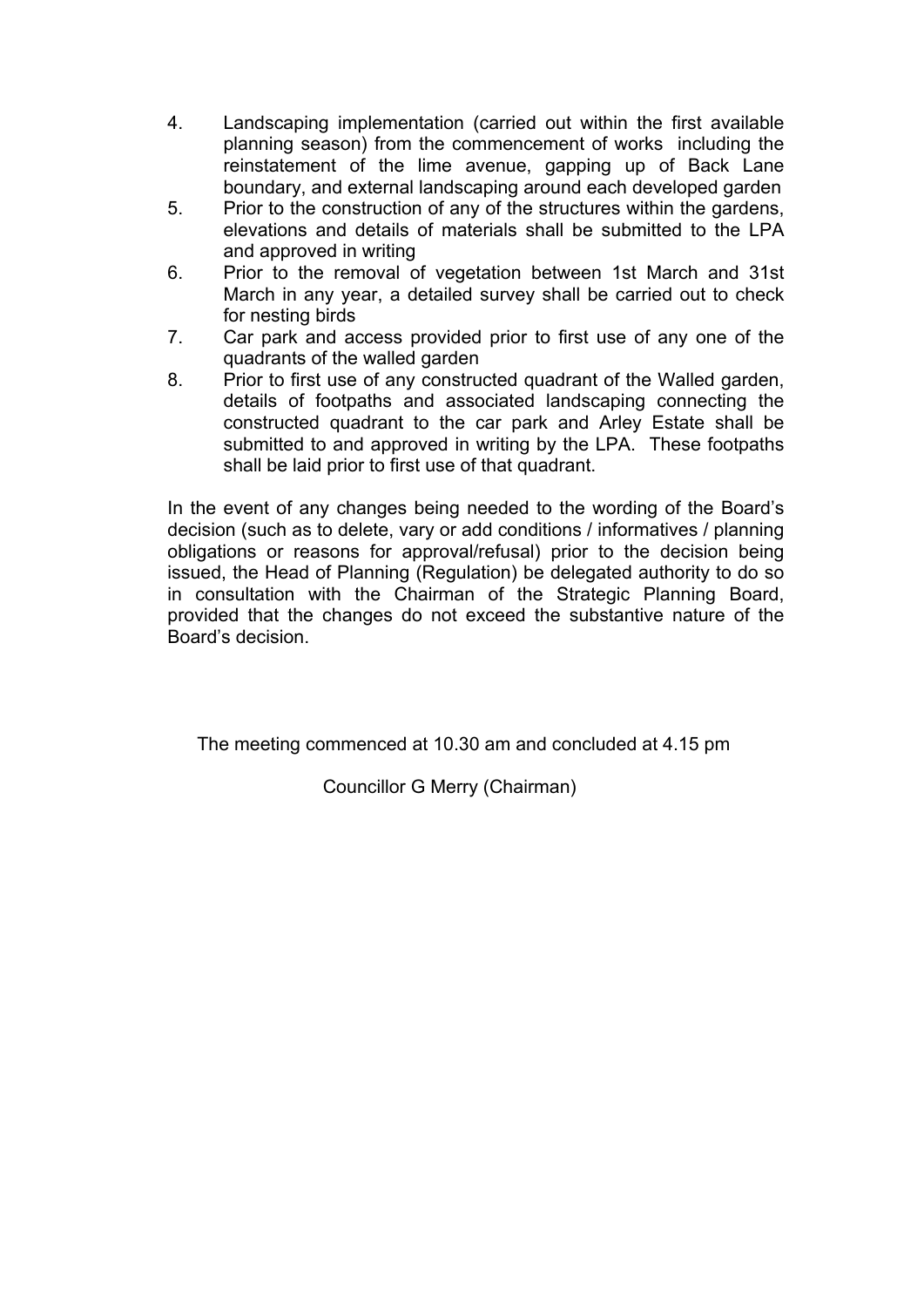4. Landscaping implementation (carried out within the first available planning season) from the commencement of works including the reinstatement of the lime avenue, gapping up of Back Lane boundary, and external landscaping around each developed garden
5. Prior to the construction of any of the structures within the gardens, elevations and details of materials shall be submitted to the LPA and approved in writing
6. Prior to the removal of vegetation between 1st March and 31st March in any year, a detailed survey shall be carried out to check for nesting birds
7. Car park and access provided prior to first use of any one of the quadrants of the walled garden
8. Prior to first use of any constructed quadrant of the Walled garden, details of footpaths and associated landscaping connecting the constructed quadrant to the car park and Arley Estate shall be submitted to and approved in writing by the LPA. These footpaths shall be laid prior to first use of that quadrant.

In the event of any changes being needed to the wording of the Board's decision (such as to delete, vary or add conditions / informatives / planning obligations or reasons for approval/refusal) prior to the decision being issued, the Head of Planning (Regulation) be delegated authority to do so in consultation with the Chairman of the Strategic Planning Board, provided that the changes do not exceed the substantive nature of the Board's decision.

The meeting commenced at 10.30 am and concluded at 4.15 pm

Councillor G Merry (Chairman)